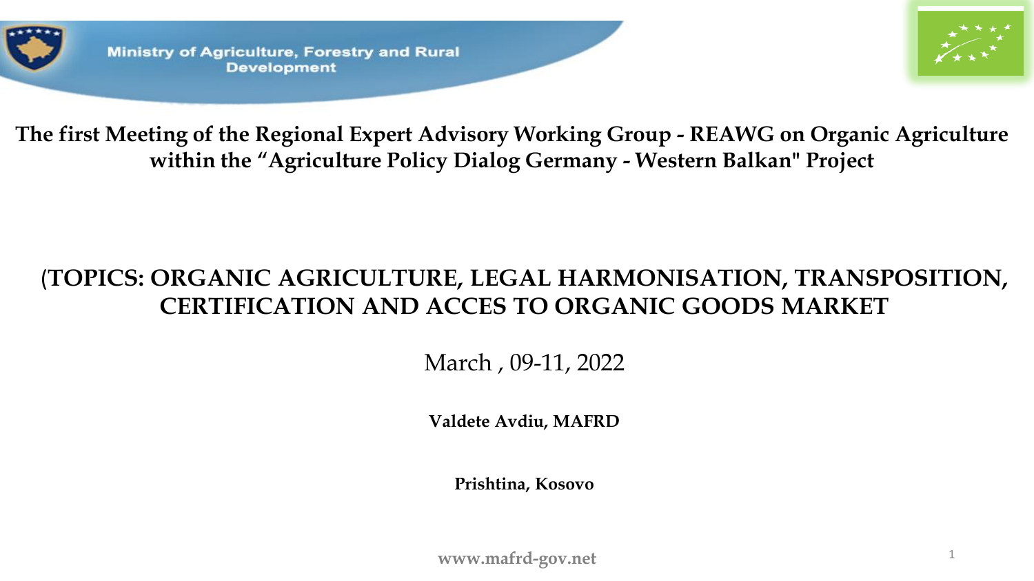Ministry of Agriculture, Forestry and Rural Development

# The first Meeting of the Regional Expert Advisory Working Group - REAWG on Organic Agriculture within the "Agriculture Policy Dialog Germany - Western Balkan" Project

## (TOPICS: ORGANIC AGRICULTURE, LEGAL HARMONISATION, TRANSPOSITION, CERTIFICATION AND ACCES TO ORGANIC GOODS MARKET

March , 09-11, 2022

**Valdete Avdiu, MAFRD**

**Prishtina, Kosovo**

**www.mafrd-gov.net**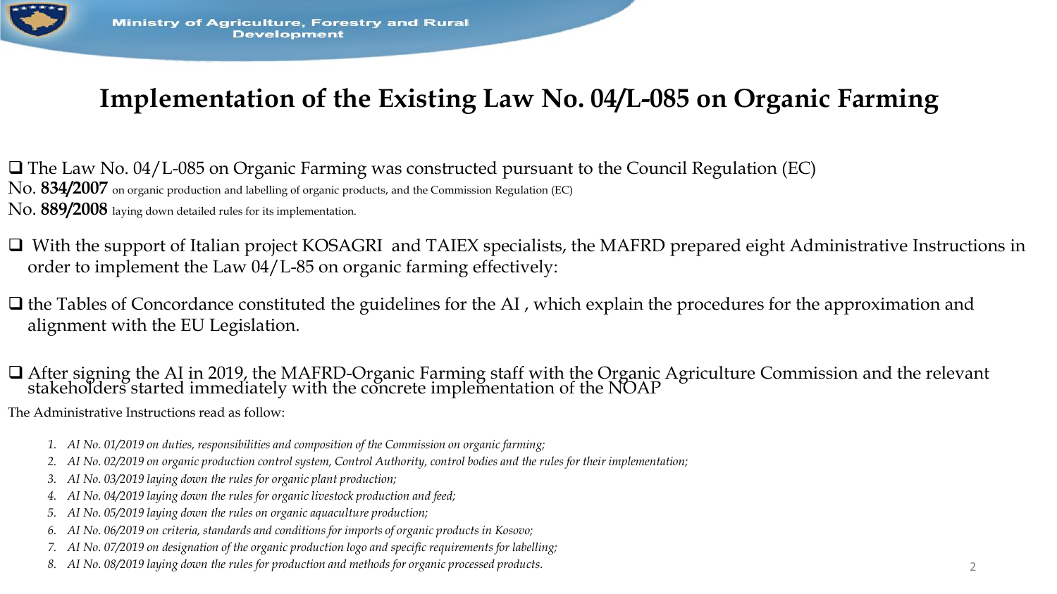# Implementation of the Existing Law No. 04/L-085 on Organic Farming

- The Law No. 04/L-085 on Organic Farming was constructed pursuant to the Council Regulation (EC) No. **834/2007** on organic production and labelling of organic products, and the Commission Regulation (EC) No. **889/2008** laying down detailed rules for its implementation.

- With the support of Italian project KOSAGRI and TAIEX specialists, the MAFRD prepared eight Administrative Instructions in order to implement the Law 04/L-85 on organic farming effectively:

- the Tables of Concordance constituted the guidelines for the AI , which explain the procedures for the approximation and alignment with the EU Legislation.

- After signing the AI in 2019, the MAFRD-Organic Farming staff with the Organic Agriculture Commission and the relevant stakeholders started immediately with the concrete implementation of the NOAP

The Administrative Instructions read as follow:

1. *AI No. 01/2019 on duties, responsibilities and composition of the Commission on organic farming;*
2. *AI No. 02/2019 on organic production control system, Control Authority, control bodies and the rules for their implementation;*
3. *AI No. 03/2019 laying down the rules for organic plant production;*
4. *AI No. 04/2019 laying down the rules for organic livestock production and feed;*
5. *AI No. 05/2019 laying down the rules on organic aquaculture production;*
6. *AI No. 06/2019 on criteria, standards and conditions for imports of organic products in Kosovo;*
7. *AI No. 07/2019 on designation of the organic production logo and specific requirements for labelling;*
8. *AI No. 08/2019 laying down the rules for production and methods for organic processed products.*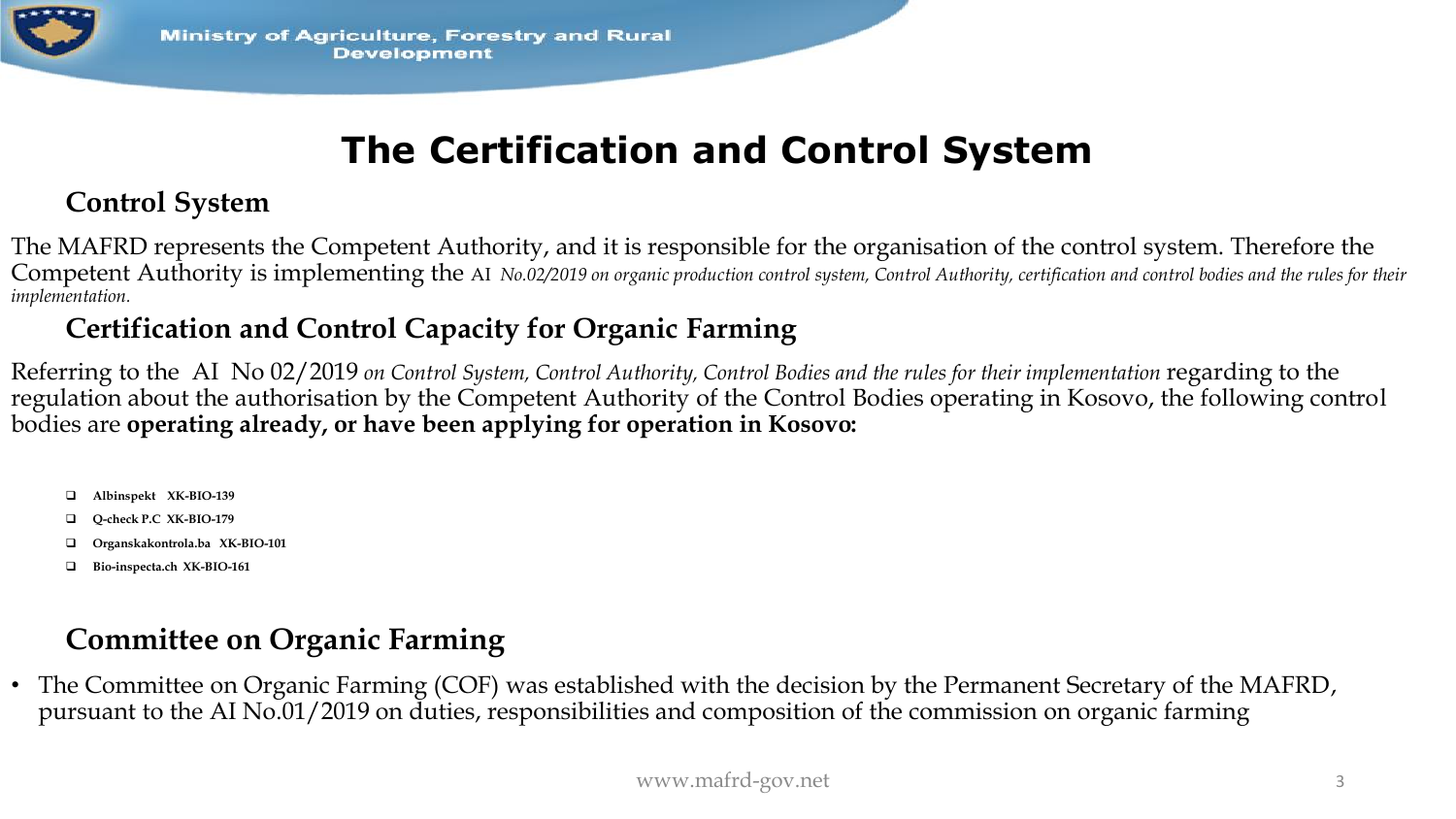# The Certification and Control System

## Control System

The MAFRD represents the Competent Authority, and it is responsible for the organisation of the control system. Therefore the Competent Authority is implementing the AI *No.02/2019 on organic production control system, Control Authority, certification and control bodies and the rules for their implementation.*

## Certification and Control Capacity for Organic Farming

Referring to the AI No 02/2019 *on Control System, Control Authority, Control Bodies and the rules for their implementation* regarding to the regulation about the authorisation by the Competent Authority of the Control Bodies operating in Kosovo, the following control bodies are **operating already, or have been applying for operation in Kosovo:**

- **Albinspekt XK-BIO-139**
- **Q-check P.C XK-BIO-179**
- **Organskakontrola.ba XK-BIO-101**
- **Bio-inspecta.ch XK-BIO-161**

## Committee on Organic Farming

- The Committee on Organic Farming (COF) was established with the decision by the Permanent Secretary of the MAFRD, pursuant to the AI No.01/2019 on duties, responsibilities and composition of the commission on organic farming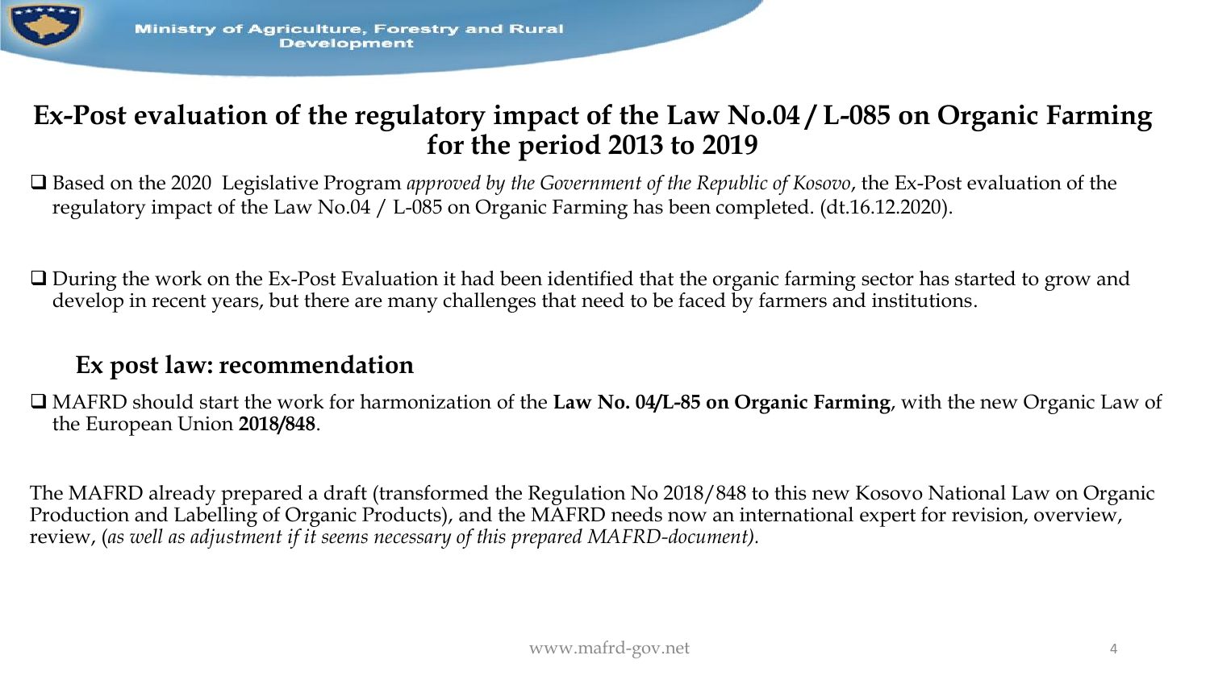# Ex-Post evaluation of the regulatory impact of the Law No.04 / L-085 on Organic Farming for the period 2013 to 2019

- Based on the 2020 Legislative Program *approved by the Government of the Republic of Kosovo*, the Ex-Post evaluation of the regulatory impact of the Law No.04 / L-085 on Organic Farming has been completed. (dt.16.12.2020).

- During the work on the Ex-Post Evaluation it had been identified that the organic farming sector has started to grow and develop in recent years, but there are many challenges that need to be faced by farmers and institutions.

## Ex post law: recommendation

- MAFRD should start the work for harmonization of the **Law No. 04/L-85 on Organic Farming**, with the new Organic Law of the European Union **2018/848**.

The MAFRD already prepared a draft (transformed the Regulation No 2018/848 to this new Kosovo National Law on Organic Production and Labelling of Organic Products), and the MAFRD needs now an international expert for revision, overview, review, (*as well as adjustment if it seems necessary of this prepared MAFRD-document).*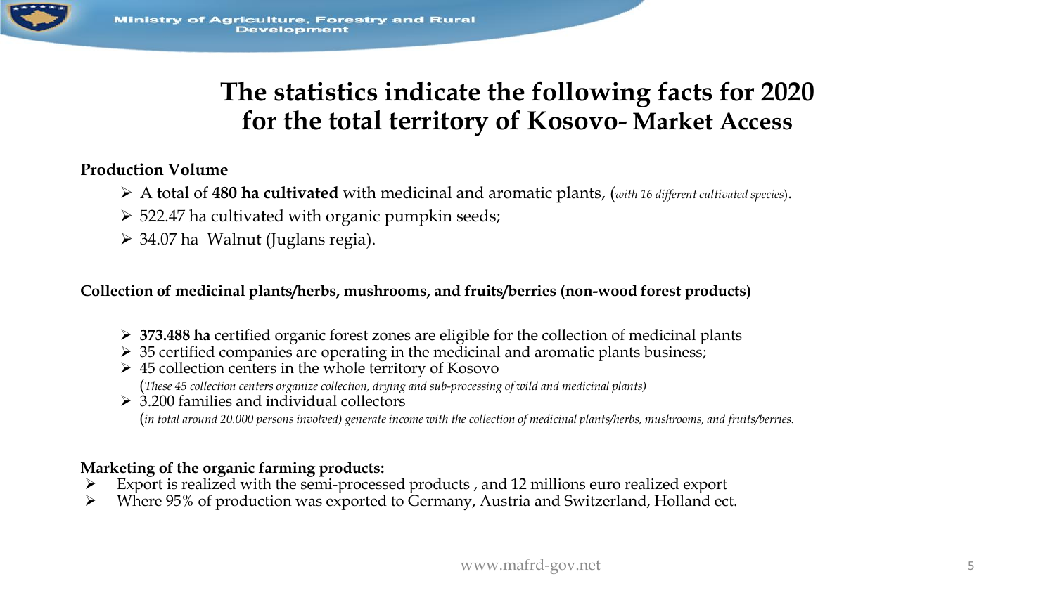# The statistics indicate the following facts for 2020 for the total territory of Kosovo- Market Access

**Production Volume**

- A total of **480 ha cultivated** with medicinal and aromatic plants, (*with 16 different cultivated species*).
- 522.47 ha cultivated with organic pumpkin seeds;
- 34.07 ha Walnut (Juglans regia).

**Collection of medicinal plants/herbs, mushrooms, and fruits/berries (non-wood forest products)**

- **373.488 ha** certified organic forest zones are eligible for the collection of medicinal plants
- 35 certified companies are operating in the medicinal and aromatic plants business;
- 45 collection centers in the whole territory of Kosovo
  (*These 45 collection centers organize collection, drying and sub-processing of wild and medicinal plants)*
- 3.200 families and individual collectors
  (*in total around 20.000 persons involved) generate income with the collection of medicinal plants/herbs, mushrooms, and fruits/berries.*

**Marketing of the organic farming products:**

- Export is realized with the semi-processed products , and 12 millions euro realized export
- Where 95% of production was exported to Germany, Austria and Switzerland, Holland ect.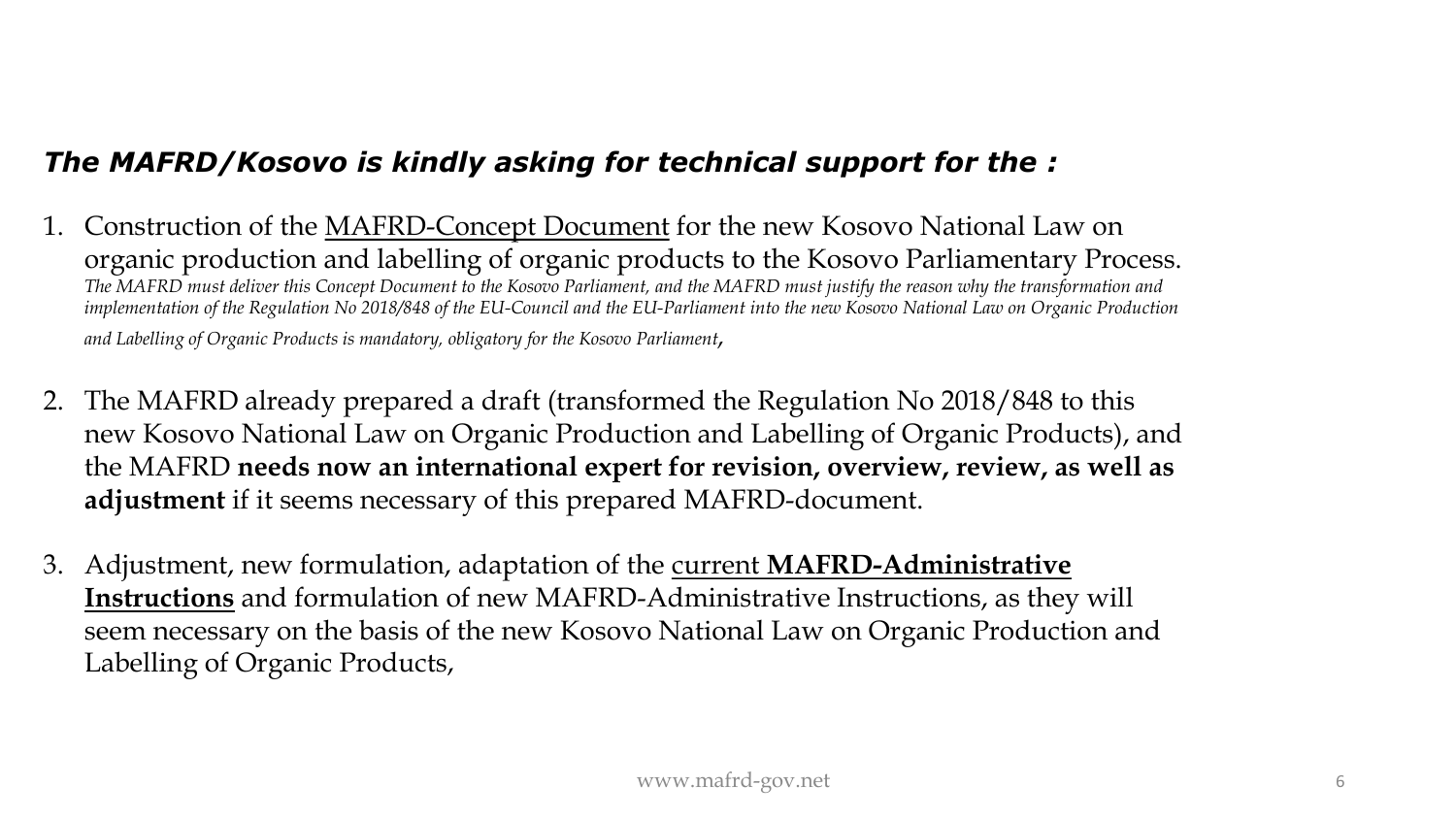### *The MAFRD/Kosovo is kindly asking for technical support for the :*

1. Construction of the MAFRD-Concept Document for the new Kosovo National Law on organic production and labelling of organic products to the Kosovo Parliamentary Process.
   *The MAFRD must deliver this Concept Document to the Kosovo Parliament, and the MAFRD must justify the reason why the transformation and implementation of the Regulation No 2018/848 of the EU-Council and the EU-Parliament into the new Kosovo National Law on Organic Production and Labelling of Organic Products is mandatory, obligatory for the Kosovo Parliament*,

2. The MAFRD already prepared a draft (transformed the Regulation No 2018/848 to this new Kosovo National Law on Organic Production and Labelling of Organic Products), and the MAFRD **needs now an international expert for revision, overview, review, as well as adjustment** if it seems necessary of this prepared MAFRD-document.

3. Adjustment, new formulation, adaptation of the current **MAFRD-Administrative Instructions** and formulation of new MAFRD-Administrative Instructions, as they will seem necessary on the basis of the new Kosovo National Law on Organic Production and Labelling of Organic Products,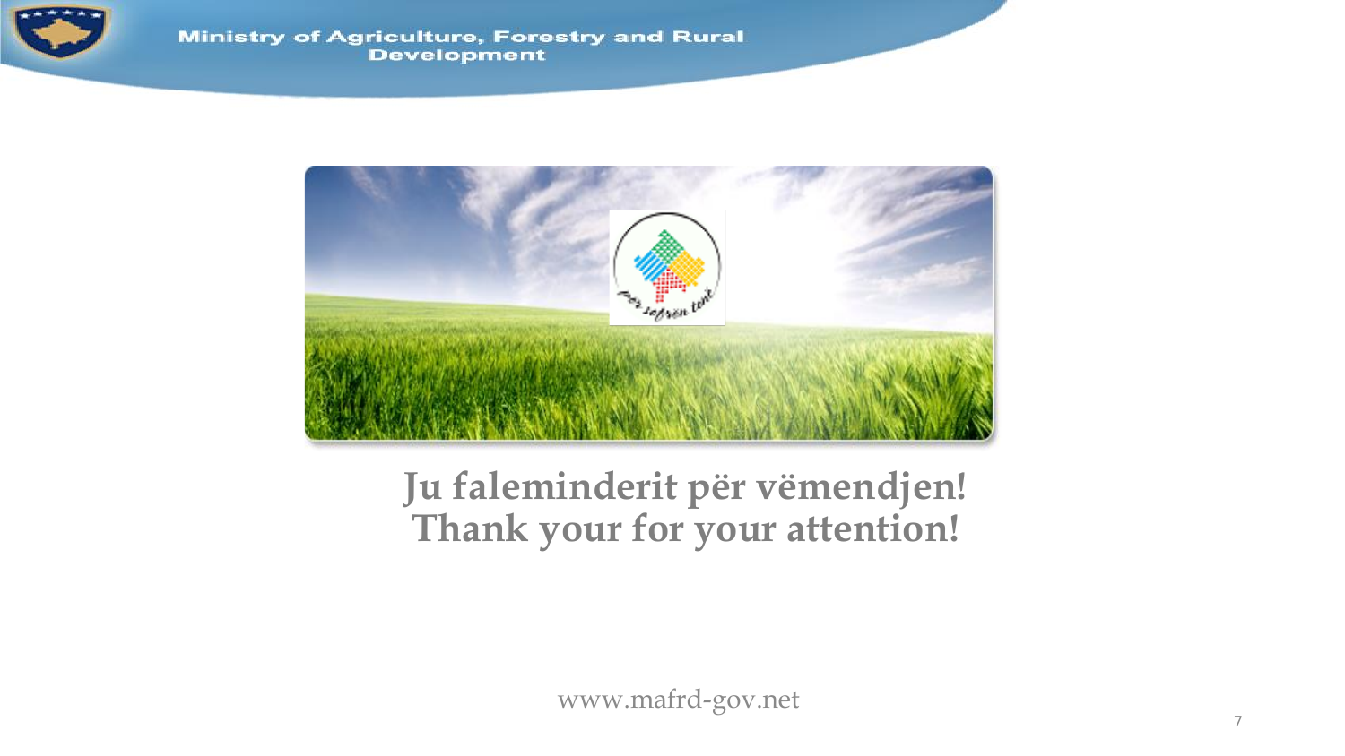**Ju faleminderit për vëmendjen!**
**Thank your for your attention!**

www.mafrd-gov.net